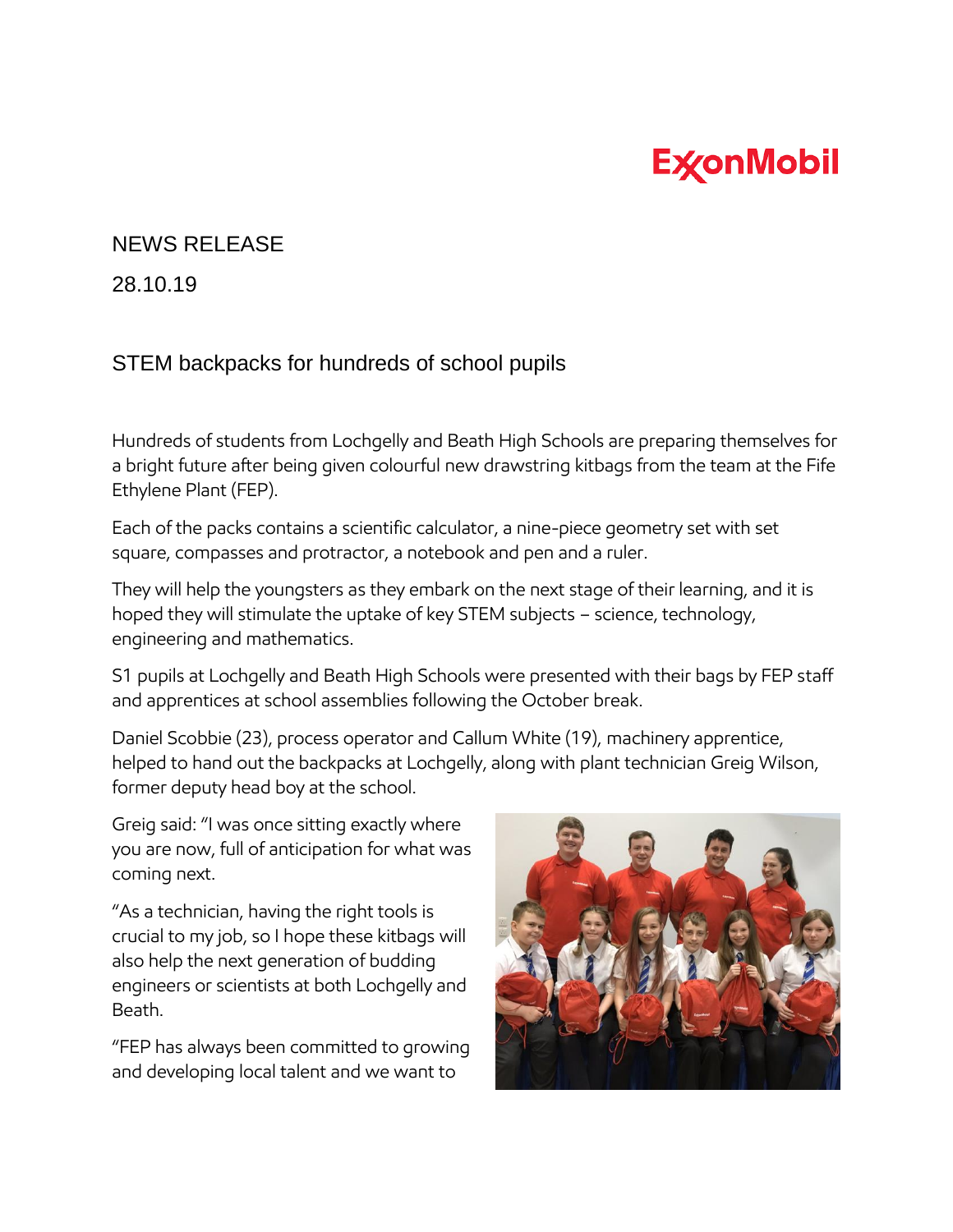ExxonMobil

NEWS RELEASE

28.10.19

## STEM backpacks for hundreds of school pupils

Hundreds of students from Lochgelly and Beath High Schools are preparing themselves for a bright future after being given colourful new drawstring kitbags from the team at the Fife Ethylene Plant (FEP).

Each of the packs contains a scientific calculator, a nine-piece geometry set with set square, compasses and protractor, a notebook and pen and a ruler.

They will help the youngsters as they embark on the next stage of their learning, and it is hoped they will stimulate the uptake of key STEM subjects – science, technology, engineering and mathematics.

S1 pupils at Lochgelly and Beath High Schools were presented with their bags by FEP staff and apprentices at school assemblies following the October break.

Daniel Scobbie (23), process operator and Callum White (19), machinery apprentice, helped to hand out the backpacks at Lochgelly, along with plant technician Greig Wilson, former deputy head boy at the school.

Greig said: "I was once sitting exactly where you are now, full of anticipation for what was coming next.

"As a technician, having the right tools is crucial to my job, so I hope these kitbags will also help the next generation of budding engineers or scientists at both Lochgelly and Beath.

"FEP has always been committed to growing and developing local talent and we want to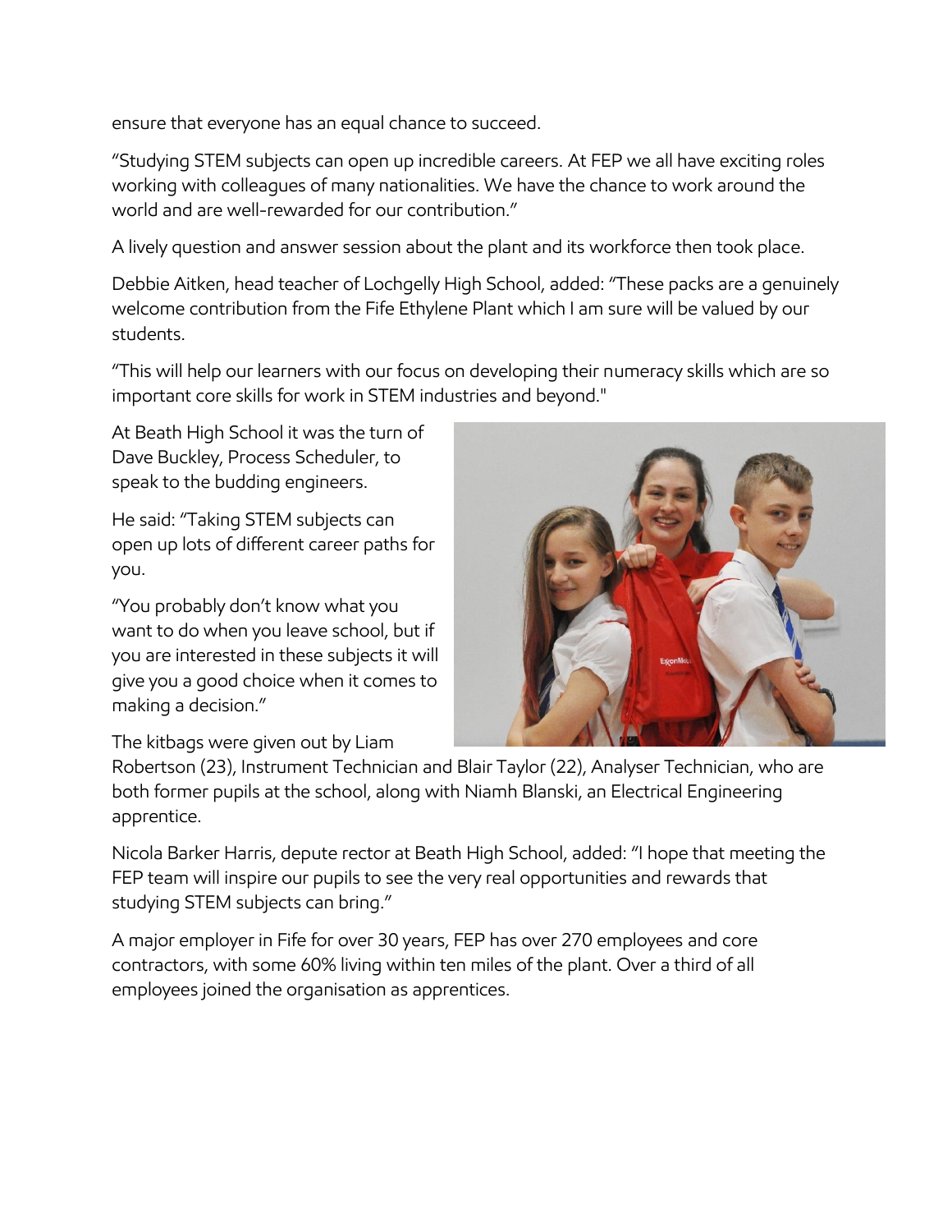ensure that everyone has an equal chance to succeed.

"Studying STEM subjects can open up incredible careers. At FEP we all have exciting roles working with colleagues of many nationalities. We have the chance to work around the world and are well-rewarded for our contribution."

A lively question and answer session about the plant and its workforce then took place.

Debbie Aitken, head teacher of Lochgelly High School, added: "These packs are a genuinely welcome contribution from the Fife Ethylene Plant which I am sure will be valued by our students.

"This will help our learners with our focus on developing their numeracy skills which are so important core skills for work in STEM industries and beyond."

At Beath High School it was the turn of Dave Buckley, Process Scheduler, to speak to the budding engineers.

He said: "Taking STEM subjects can open up lots of different career paths for you.

"You probably don't know what you want to do when you leave school, but if you are interested in these subjects it will give you a good choice when it comes to making a decision."

The kitbags were given out by Liam Robertson (23), Instrument Technician and Blair Taylor (22), Analyser Technician, who are both former pupils at the school, along with Niamh Blanski, an Electrical Engineering apprentice.

Nicola Barker Harris, depute rector at Beath High School, added: "I hope that meeting the FEP team will inspire our pupils to see the very real opportunities and rewards that studying STEM subjects can bring."

A major employer in Fife for over 30 years, FEP has over 270 employees and core contractors, with some 60% living within ten miles of the plant. Over a third of all employees joined the organisation as apprentices.